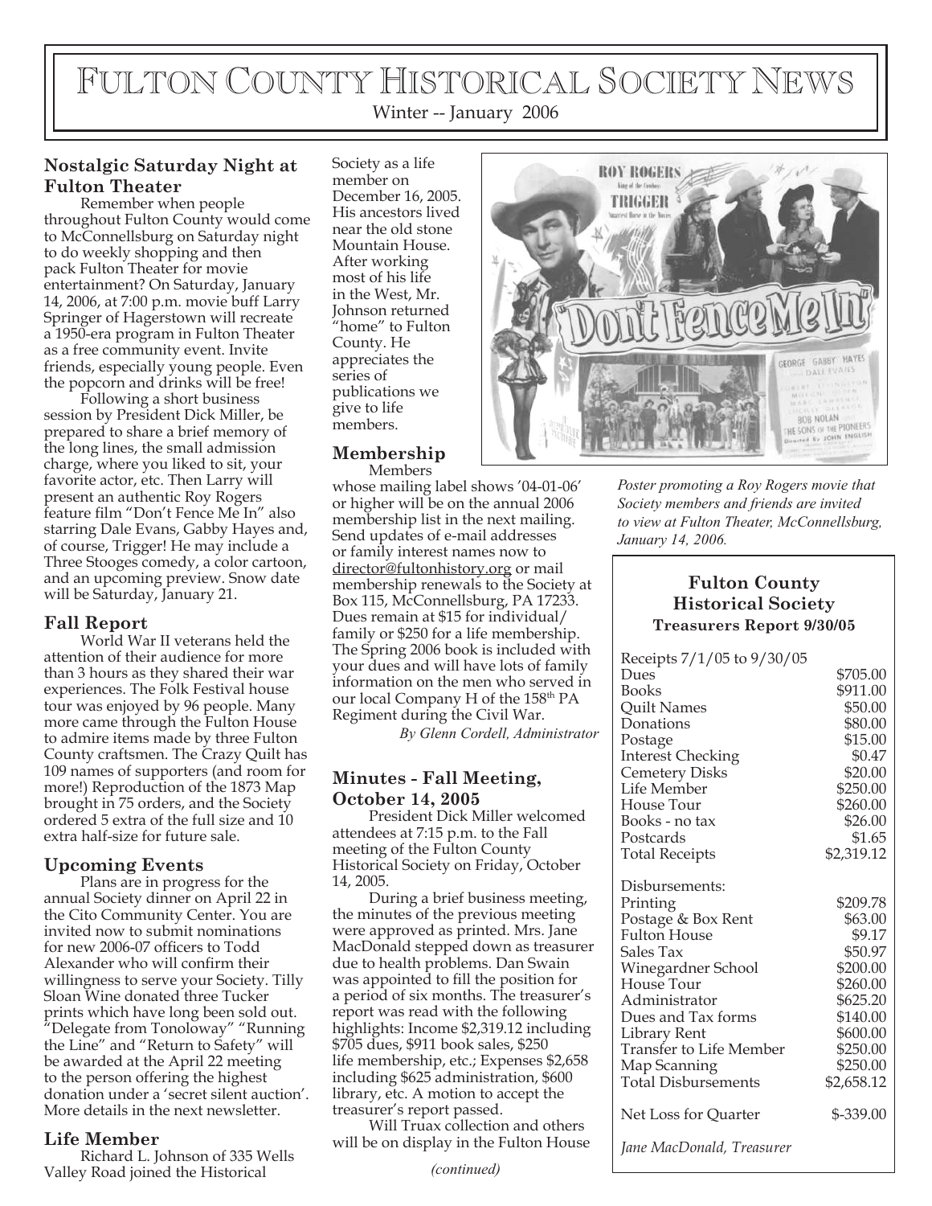# Fulton County Historical Society News

Winter -- January 2006

### Nostalgic Saturday Night at Fulton Theater

Remember when people throughout Fulton County would come to McConnellsburg on Saturday night to do weekly shopping and then pack Fulton Theater for movie entertainment? On Saturday, January 14, 2006, at 7:00 p.m. movie buff Larry Springer of Hagerstown will recreate a 1950-era program in Fulton Theater as a free community event. Invite friends, especially young people. Even the popcorn and drinks will be free!

Following a short business session by President Dick Miller, be prepared to share a brief memory of the long lines, the small admission charge, where you liked to sit, your favorite actor, etc. Then Larry will present an authentic Roy Rogers feature film "Don't Fence Me In" also starring Dale Evans, Gabby Hayes and, of course, Trigger! He may include a Three Stooges comedy, a color cartoon, and an upcoming preview. Snow date will be Saturday, January 21.

### Fall Report

World War II veterans held the attention of their audience for more than 3 hours as they shared their war experiences. The Folk Festival house tour was enjoyed by 96 people. Many more came through the Fulton House to admire items made by three Fulton County craftsmen. The Crazy Quilt has 109 names of supporters (and room for more!) Reproduction of the 1873 Map brought in 75 orders, and the Society ordered 5 extra of the full size and 10 extra half-size for future sale.

### Upcoming Events

Plans are in progress for the annual Society dinner on April 22 in the Cito Community Center. You are invited now to submit nominations for new 2006-07 officers to Todd Alexander who will confirm their willingness to serve your Society. Tilly Sloan Wine donated three Tucker prints which have long been sold out. "Delegate from Tonoloway" "Running the Line" and "Return to Safety" will be awarded at the April 22 meeting to the person offering the highest donation under a 'secret silent auction'. More details in the next newsletter.

### Life Member

Richard L. Johnson of 335 Wells Valley Road joined the Historical Society as a life member on December 16, 2005. His ancestors lived near the old stone Mountain House. After working most of his life in the West, Mr. Johnson returned "home" to Fulton County. He appreciates the series of publications we give to life members.

### Membership

Members whose mailing label shows '04-01-06' or higher will be on the annual 2006 membership list in the next mailing. Send updates of e-mail addresses or family interest names now to director@fultonhistory.org or mail membership renewals to the Society at Box 115, McConnellsburg, PA 17233. Dues remain at $15 for individual/family or $250 for a life membership. The Spring 2006 book is included with your dues and will have lots of family information on the men who served in our local Company H of the 158th PA Regiment during the Civil War.

*By Glenn Cordell, Administrator*

### Minutes - Fall Meeting, October 14, 2005

President Dick Miller welcomed attendees at 7:15 p.m. to the Fall meeting of the Fulton County Historical Society on Friday, October 14, 2005.

During a brief business meeting, the minutes of the previous meeting were approved as printed. Mrs. Jane MacDonald stepped down as treasurer due to health problems. Dan Swain was appointed to fill the position for a period of six months. The treasurer's report was read with the following highlights: Income $2,319.12 including $705 dues, $911 book sales, $250 life membership, etc.; Expenses $2,658 including $625 administration, $600 library, etc. A motion to accept the treasurer's report passed.

Will Truax collection and others will be on display in the Fulton House

*(continued)*

*Poster promoting a Roy Rogers movie that Society members and friends are invited to view at Fulton Theater, McConnellsburg, January 14, 2006.*

### Fulton County Historical Society
**Treasurers Report 9/30/05**

| Receipts 7/1/05 to 9/30/05 | |
|---|---|
| Dues | $705.00 |
| Books | $911.00 |
| Quilt Names | $50.00 |
| Donations | $80.00 |
| Postage | $15.00 |
| Interest Checking | $0.47 |
| Cemetery Disks | $20.00 |
| Life Member | $250.00 |
| House Tour | $260.00 |
| Books - no tax | $26.00 |
| Postcards | $1.65 |
| Total Receipts | $2,319.12 |
| | |
| Disbursements: | |
| Printing | $209.78 |
| Postage & Box Rent | $63.00 |
| Fulton House | $9.17 |
| Sales Tax | $50.97 |
| Winegardner School | $200.00 |
| House Tour | $260.00 |
| Administrator | $625.20 |
| Dues and Tax forms | $140.00 |
| Library Rent | $600.00 |
| Transfer to Life Member | $250.00 |
| Map Scanning | $250.00 |
| Total Disbursements | $2,658.12 |
| | |
| Net Loss for Quarter | $-339.00 |

*Jane MacDonald, Treasurer*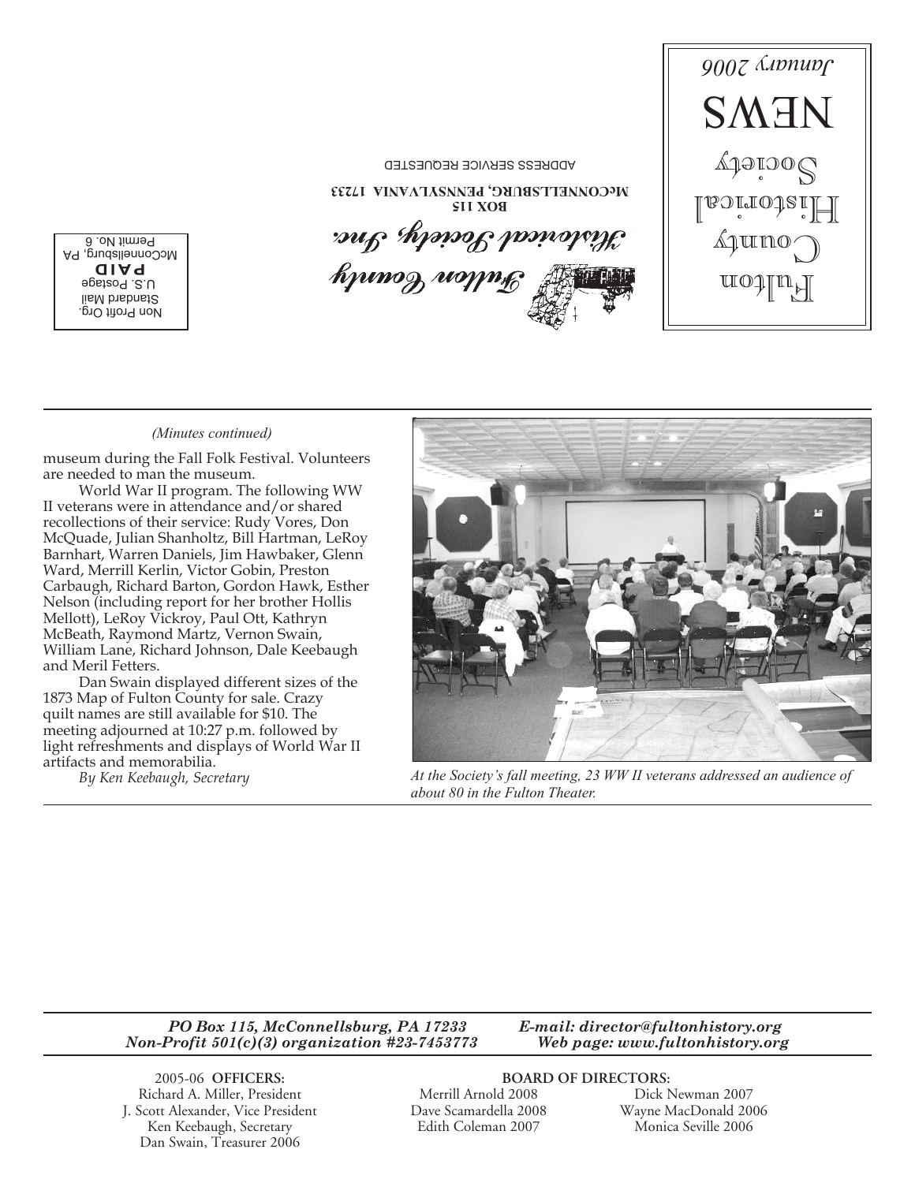Fulton County Historical Society NEWS

*January 2006*

**Fulton County Historical Society, Inc.**

**BOX 115**

**McCONNELLSBURG, PENNSYLVANIA 17233**

ADDRESS SERVICE REQUESTED

Non Profit Org.
Standard Mail
U.S. Postage
**PAID**
McConnellsburg, PA
Permit No. 6

*(Minutes continued)*

museum during the Fall Folk Festival. Volunteers are needed to man the museum.

World War II program. The following WW II veterans were in attendance and/or shared recollections of their service: Rudy Vores, Don McQuade, Julian Shanholtz, Bill Hartman, LeRoy Barnhart, Warren Daniels, Jim Hawbaker, Glenn Ward, Merrill Kerlin, Victor Gobin, Preston Carbaugh, Richard Barton, Gordon Hawk, Esther Nelson (including report for her brother Hollis Mellott), LeRoy Vickroy, Paul Ott, Kathryn McBeath, Raymond Martz, Vernon Swain, William Lane, Richard Johnson, Dale Keebaugh and Meril Fetters.

Dan Swain displayed different sizes of the 1873 Map of Fulton County for sale. Crazy quilt names are still available for $10. The meeting adjourned at 10:27 p.m. followed by light refreshments and displays of World War II artifacts and memorabilia.

*By Ken Keebaugh, Secretary*

*At the Society's fall meeting, 23 WW II veterans addressed an audience of about 80 in the Fulton Theater.*

***PO Box 115, McConnellsburg, PA 17233*** ***E-mail: director@fultonhistory.org***
***Non-Profit 501(c)(3) organization #23-7453773*** ***Web page: www.fultonhistory.org***

2005-06 **OFFICERS:**
Richard A. Miller, President
J. Scott Alexander, Vice President
Ken Keebaugh, Secretary
Dan Swain, Treasurer 2006

**BOARD OF DIRECTORS:**

| | |
|---|---|
| Merrill Arnold 2008 | Dick Newman 2007 |
| Dave Scamardella 2008 | Wayne MacDonald 2006 |
| Edith Coleman 2007 | Monica Seville 2006 |